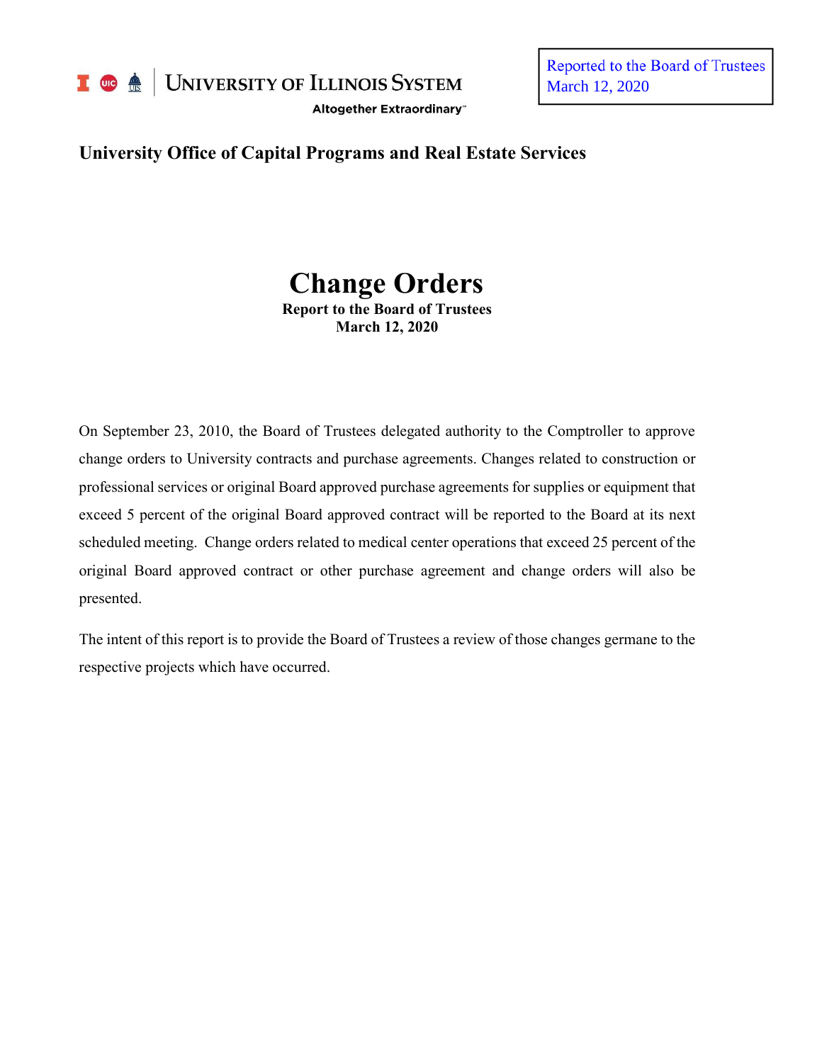University of Illinois System

Altogether Extraordinary™

Reported to the Board of Trustees
March 12, 2020

**University Office of Capital Programs and Real Estate Services**

# Change Orders

**Report to the Board of Trustees**
**March 12, 2020**

On September 23, 2010, the Board of Trustees delegated authority to the Comptroller to approve change orders to University contracts and purchase agreements. Changes related to construction or professional services or original Board approved purchase agreements for supplies or equipment that exceed 5 percent of the original Board approved contract will be reported to the Board at its next scheduled meeting. Change orders related to medical center operations that exceed 25 percent of the original Board approved contract or other purchase agreement and change orders will also be presented.

The intent of this report is to provide the Board of Trustees a review of those changes germane to the respective projects which have occurred.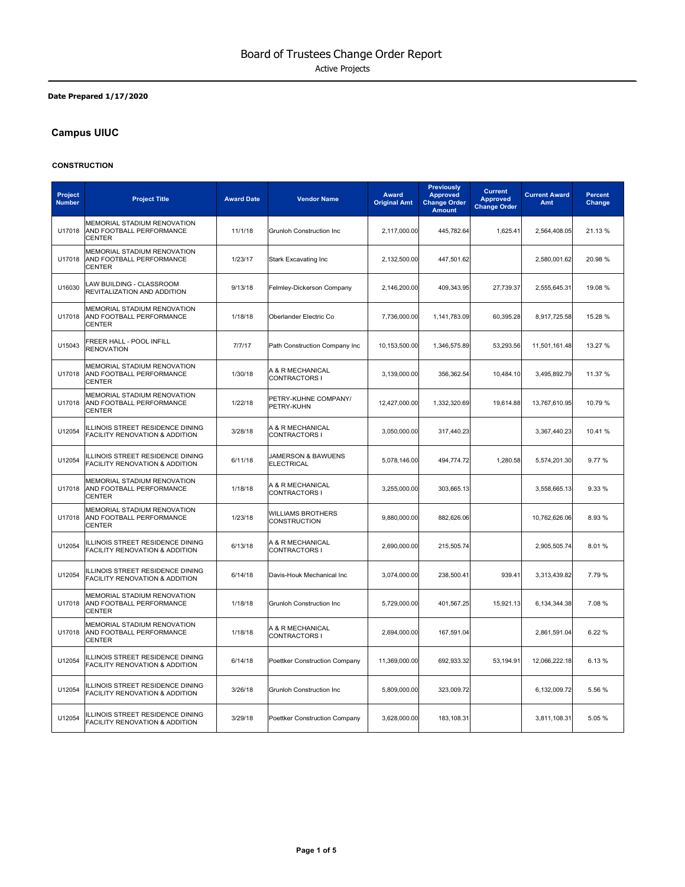# Board of Trustees Change Order Report

Active Projects

**Date Prepared 1/17/2020**

## Campus UIUC

### CONSTRUCTION

| Project Number | Project Title | Award Date | Vendor Name | Award Original Amt | Previously Approved Change Order Amount | Current Approved Change Order | Current Award Amt | Percent Change |
|---|---|---|---|---|---|---|---|---|
| U17018 | MEMORIAL STADIUM RENOVATION AND FOOTBALL PERFORMANCE CENTER | 11/1/18 | Grunloh Construction Inc | 2,117,000.00 | 445,782.64 | 1,625.41 | 2,564,408.05 | 21.13 % |
| U17018 | MEMORIAL STADIUM RENOVATION AND FOOTBALL PERFORMANCE CENTER | 1/23/17 | Stark Excavating Inc | 2,132,500.00 | 447,501.62 | | 2,580,001.62 | 20.98 % |
| U16030 | LAW BUILDING - CLASSROOM REVITALIZATION AND ADDITION | 9/13/18 | Felmley-Dickerson Company | 2,146,200.00 | 409,343.95 | 27,739.37 | 2,555,645.31 | 19.08 % |
| U17018 | MEMORIAL STADIUM RENOVATION AND FOOTBALL PERFORMANCE CENTER | 1/18/18 | Oberlander Electric Co | 7,736,000.00 | 1,141,783.09 | 60,395.28 | 8,917,725.58 | 15.28 % |
| U15043 | FREER HALL - POOL INFILL RENOVATION | 7/7/17 | Path Construction Company Inc | 10,153,500.00 | 1,346,575.89 | 53,293.56 | 11,501,161.48 | 13.27 % |
| U17018 | MEMORIAL STADIUM RENOVATION AND FOOTBALL PERFORMANCE CENTER | 1/30/18 | A & R MECHANICAL CONTRACTORS I | 3,139,000.00 | 356,362.54 | 10,484.10 | 3,495,892.79 | 11.37 % |
| U17018 | MEMORIAL STADIUM RENOVATION AND FOOTBALL PERFORMANCE CENTER | 1/22/18 | PETRY-KUHNE COMPANY/ PETRY-KUHN | 12,427,000.00 | 1,332,320.69 | 19,614.88 | 13,767,610.95 | 10.79 % |
| U12054 | ILLINOIS STREET RESIDENCE DINING FACILITY RENOVATION & ADDITION | 3/28/18 | A & R MECHANICAL CONTRACTORS I | 3,050,000.00 | 317,440.23 | | 3,367,440.23 | 10.41 % |
| U12054 | ILLINOIS STREET RESIDENCE DINING FACILITY RENOVATION & ADDITION | 6/11/18 | JAMERSON & BAWUENS ELECTRICAL | 5,078,146.00 | 494,774.72 | 1,280.58 | 5,574,201.30 | 9.77 % |
| U17018 | MEMORIAL STADIUM RENOVATION AND FOOTBALL PERFORMANCE CENTER | 1/18/18 | A & R MECHANICAL CONTRACTORS I | 3,255,000.00 | 303,665.13 | | 3,558,665.13 | 9.33 % |
| U17018 | MEMORIAL STADIUM RENOVATION AND FOOTBALL PERFORMANCE CENTER | 1/23/18 | WILLIAMS BROTHERS CONSTRUCTION | 9,880,000.00 | 882,626.06 | | 10,762,626.06 | 8.93 % |
| U12054 | ILLINOIS STREET RESIDENCE DINING FACILITY RENOVATION & ADDITION | 6/13/18 | A & R MECHANICAL CONTRACTORS I | 2,690,000.00 | 215,505.74 | | 2,905,505.74 | 8.01 % |
| U12054 | ILLINOIS STREET RESIDENCE DINING FACILITY RENOVATION & ADDITION | 6/14/18 | Davis-Houk Mechanical Inc | 3,074,000.00 | 238,500.41 | 939.41 | 3,313,439.82 | 7.79 % |
| U17018 | MEMORIAL STADIUM RENOVATION AND FOOTBALL PERFORMANCE CENTER | 1/18/18 | Grunloh Construction Inc | 5,729,000.00 | 401,567.25 | 15,921.13 | 6,134,344.38 | 7.08 % |
| U17018 | MEMORIAL STADIUM RENOVATION AND FOOTBALL PERFORMANCE CENTER | 1/18/18 | A & R MECHANICAL CONTRACTORS I | 2,694,000.00 | 167,591.04 | | 2,861,591.04 | 6.22 % |
| U12054 | ILLINOIS STREET RESIDENCE DINING FACILITY RENOVATION & ADDITION | 6/14/18 | Poettker Construction Company | 11,369,000.00 | 692,933.32 | 53,194.91 | 12,066,222.18 | 6.13 % |
| U12054 | ILLINOIS STREET RESIDENCE DINING FACILITY RENOVATION & ADDITION | 3/26/18 | Grunloh Construction Inc | 5,809,000.00 | 323,009.72 | | 6,132,009.72 | 5.56 % |
| U12054 | ILLINOIS STREET RESIDENCE DINING FACILITY RENOVATION & ADDITION | 3/29/18 | Poettker Construction Company | 3,628,000.00 | 183,108.31 | | 3,811,108.31 | 5.05 % |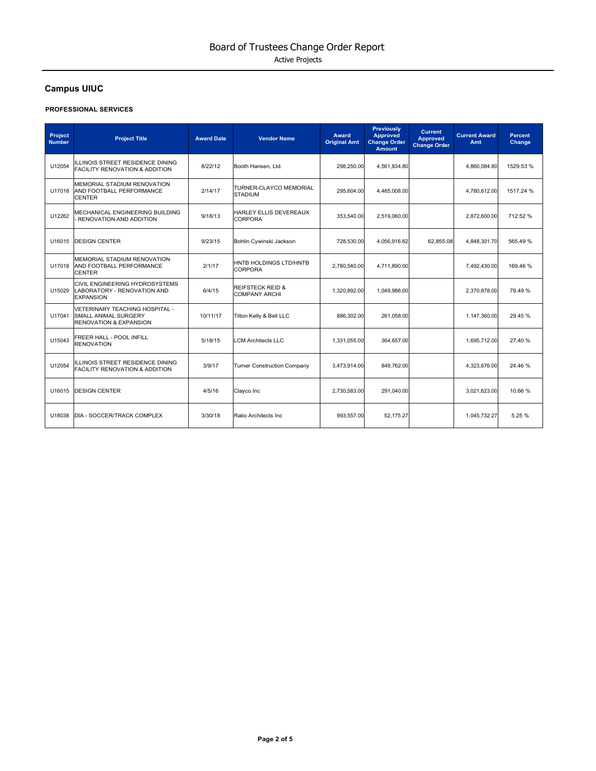# Board of Trustees Change Order Report

Active Projects

## Campus UIUC

### PROFESSIONAL SERVICES

| Project Number | Project Title | Award Date | Vendor Name | Award Original Amt | Previously Approved Change Order Amount | Current Approved Change Order | Current Award Amt | Percent Change |
|---|---|---|---|---|---|---|---|---|
| U12054 | ILLINOIS STREET RESIDENCE DINING FACILITY RENOVATION & ADDITION | 8/22/12 | Booth Hansen, Ltd. | 298,250.00 | 4,561,834.80 | | 4,860,084.80 | 1529.53 % |
| U17018 | MEMORIAL STADIUM RENOVATION AND FOOTBALL PERFORMANCE CENTER | 2/14/17 | TURNER-CLAYCO MEMORIAL STADIUM | 295,604.00 | 4,485,008.00 | | 4,780,612.00 | 1517.24 % |
| U12262 | MECHANICAL ENGINEERING BUILDING - RENOVATION AND ADDITION | 9/18/13 | HARLEY ELLIS DEVEREAUX CORPORA | 353,540.00 | 2,519,060.00 | | 2,872,600.00 | 712.52 % |
| U16015 | DESIGN CENTER | 9/23/15 | Bohlin Cywinski Jackson | 728,530.00 | 4,056,916.62 | 62,855.08 | 4,848,301.70 | 565.49 % |
| U17018 | MEMORIAL STADIUM RENOVATION AND FOOTBALL PERFORMANCE CENTER | 2/1/17 | HNTB HOLDINGS LTD/HNTB CORPORA | 2,780,540.00 | 4,711,890.00 | | 7,492,430.00 | 169.46 % |
| U15029 | CIVIL ENGINEERING HYDROSYSTEMS LABORATORY - RENOVATION AND EXPANSION | 6/4/15 | REIFSTECK REID & COMPANY ARCHI | 1,320,892.00 | 1,049,986.00 | | 2,370,878.00 | 79.49 % |
| U17041 | VETERINARY TEACHING HOSPITAL - SMALL ANIMAL SURGERY RENOVATION & EXPANSION | 10/11/17 | Tilton Kelly & Bell LLC | 886,302.00 | 261,058.00 | | 1,147,360.00 | 29.45 % |
| U15043 | FREER HALL - POOL INFILL RENOVATION | 5/18/15 | LCM Architects LLC | 1,331,055.00 | 364,657.00 | | 1,695,712.00 | 27.40 % |
| U12054 | ILLINOIS STREET RESIDENCE DINING FACILITY RENOVATION & ADDITION | 3/9/17 | Turner Construction Company | 3,473,914.00 | 849,762.00 | | 4,323,676.00 | 24.46 % |
| U16015 | DESIGN CENTER | 4/5/16 | Clayco Inc | 2,730,583.00 | 291,040.00 | | 3,021,623.00 | 10.66 % |
| U18038 | DIA - SOCCER/TRACK COMPLEX | 3/30/18 | Ratio Architects Inc | 993,557.00 | 52,175.27 | | 1,045,732.27 | 5.25 % |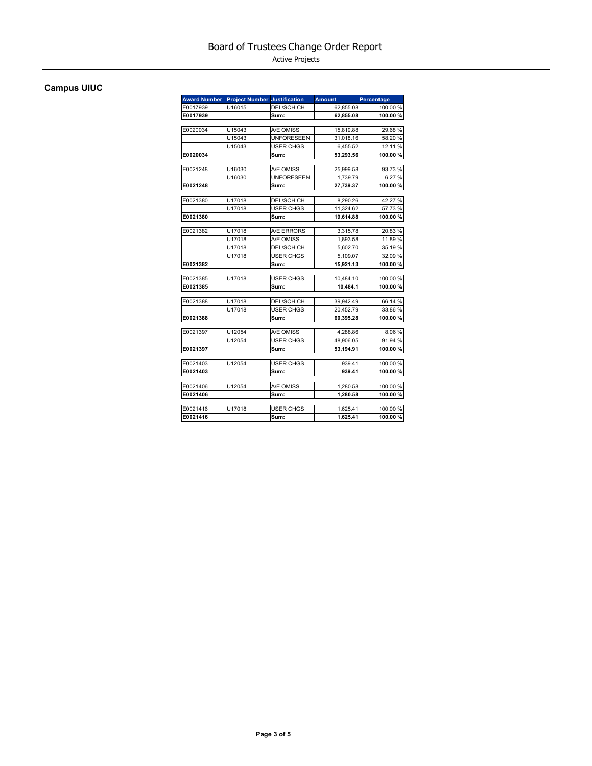# Board of Trustees Change Order Report

Active Projects

## Campus UIUC

| Award Number | Project Number | Justification | Amount | Percentage |
|---|---|---|---|---|
| E0017939 | U16015 | DEL/SCH CH | 62,855.08 | 100.00 % |
| **E0017939** | | **Sum:** | **62,855.08** | **100.00 %** |
| E0020034 | U15043 | A/E OMISS | 15,819.88 | 29.68 % |
| | U15043 | UNFORESEEN | 31,018.16 | 58.20 % |
| | U15043 | USER CHGS | 6,455.52 | 12.11 % |
| **E0020034** | | **Sum:** | **53,293.56** | **100.00 %** |
| E0021248 | U16030 | A/E OMISS | 25,999.58 | 93.73 % |
| | U16030 | UNFORESEEN | 1,739.79 | 6.27 % |
| **E0021248** | | **Sum:** | **27,739.37** | **100.00 %** |
| E0021380 | U17018 | DEL/SCH CH | 8,290.26 | 42.27 % |
| | U17018 | USER CHGS | 11,324.62 | 57.73 % |
| **E0021380** | | **Sum:** | **19,614.88** | **100.00 %** |
| E0021382 | U17018 | A/E ERRORS | 3,315.78 | 20.83 % |
| | U17018 | A/E OMISS | 1,893.58 | 11.89 % |
| | U17018 | DEL/SCH CH | 5,602.70 | 35.19 % |
| | U17018 | USER CHGS | 5,109.07 | 32.09 % |
| **E0021382** | | **Sum:** | **15,921.13** | **100.00 %** |
| E0021385 | U17018 | USER CHGS | 10,484.10 | 100.00 % |
| **E0021385** | | **Sum:** | **10,484.1** | **100.00 %** |
| E0021388 | U17018 | DEL/SCH CH | 39,942.49 | 66.14 % |
| | U17018 | USER CHGS | 20,452.79 | 33.86 % |
| **E0021388** | | **Sum:** | **60,395.28** | **100.00 %** |
| E0021397 | U12054 | A/E OMISS | 4,288.86 | 8.06 % |
| | U12054 | USER CHGS | 48,906.05 | 91.94 % |
| **E0021397** | | **Sum:** | **53,194.91** | **100.00 %** |
| E0021403 | U12054 | USER CHGS | 939.41 | 100.00 % |
| **E0021403** | | **Sum:** | **939.41** | **100.00 %** |
| E0021406 | U12054 | A/E OMISS | 1,280.58 | 100.00 % |
| **E0021406** | | **Sum:** | **1,280.58** | **100.00 %** |
| E0021416 | U17018 | USER CHGS | 1,625.41 | 100.00 % |
| **E0021416** | | **Sum:** | **1,625.41** | **100.00 %** |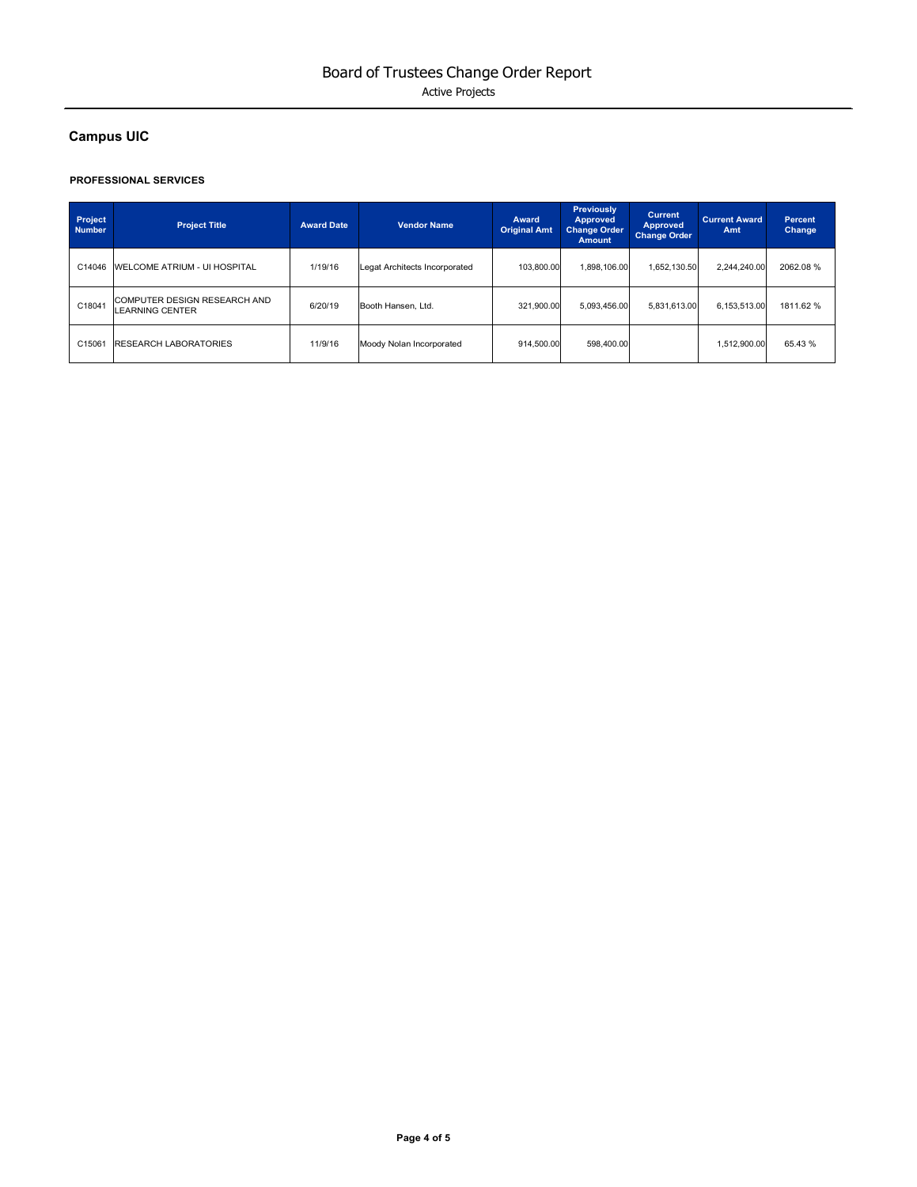# Board of Trustees Change Order Report

Active Projects

## Campus UIC

### PROFESSIONAL SERVICES

| Project Number | Project Title | Award Date | Vendor Name | Award Original Amt | Previously Approved Change Order Amount | Current Approved Change Order | Current Award Amt | Percent Change |
|---|---|---|---|---|---|---|---|---|
| C14046 | WELCOME ATRIUM - UI HOSPITAL | 1/19/16 | Legat Architects Incorporated | 103,800.00 | 1,898,106.00 | 1,652,130.50 | 2,244,240.00 | 2062.08 % |
| C18041 | COMPUTER DESIGN RESEARCH AND LEARNING CENTER | 6/20/19 | Booth Hansen, Ltd. | 321,900.00 | 5,093,456.00 | 5,831,613.00 | 6,153,513.00 | 1811.62 % |
| C15061 | RESEARCH LABORATORIES | 11/9/16 | Moody Nolan Incorporated | 914,500.00 | 598,400.00 | | 1,512,900.00 | 65.43 % |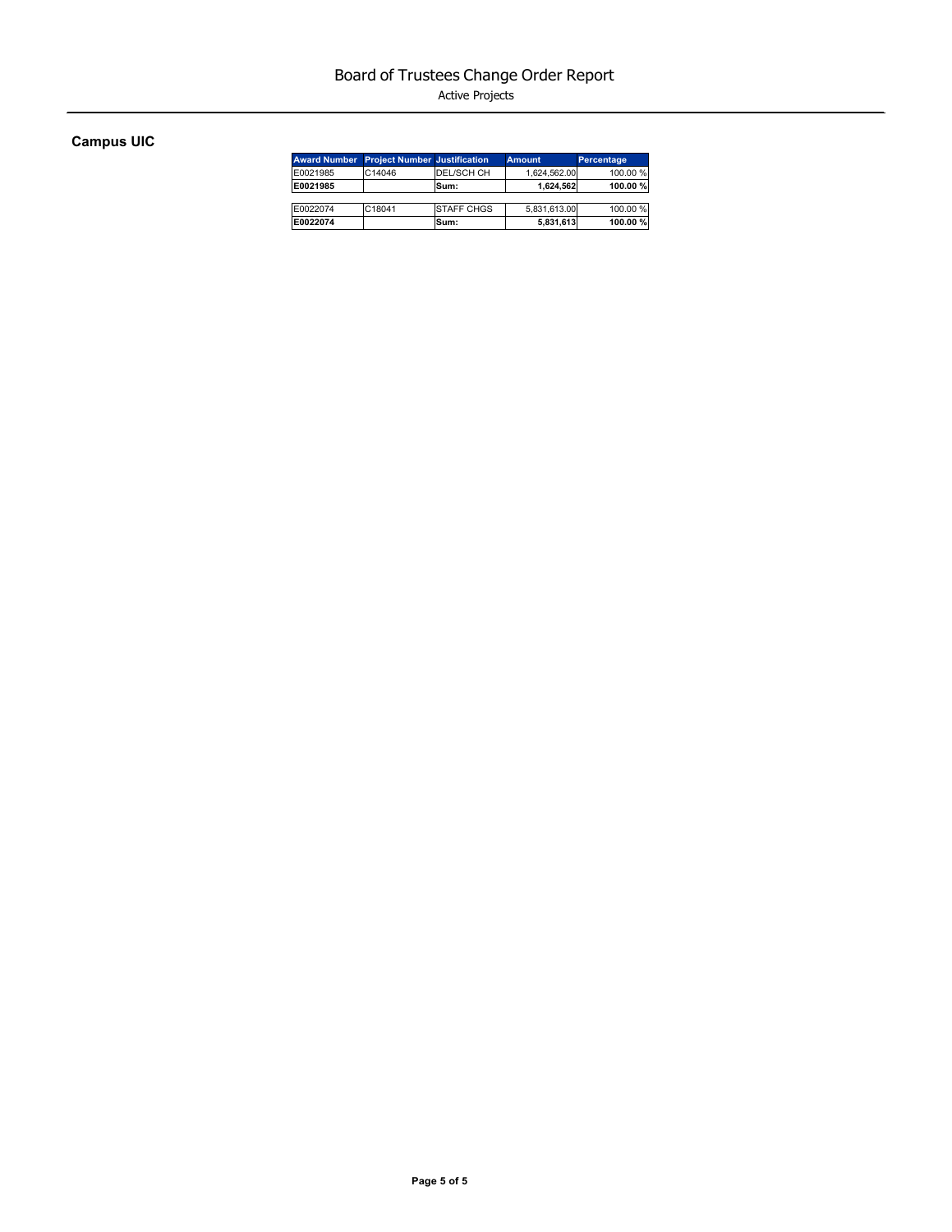# Board of Trustees Change Order Report

Active Projects

## Campus UIC

| Award Number | Project Number | Justification | Amount | Percentage |
|---|---|---|---|---|
| E0021985 | C14046 | DEL/SCH CH | 1,624,562.00 | 100.00 % |
| **E0021985** | | **Sum:** | **1,624,562** | **100.00 %** |

| Award Number | Project Number | Justification | Amount | Percentage |
|---|---|---|---|---|
| E0022074 | C18041 | STAFF CHGS | 5,831,613.00 | 100.00 % |
| **E0022074** | | **Sum:** | **5,831,613** | **100.00 %** |